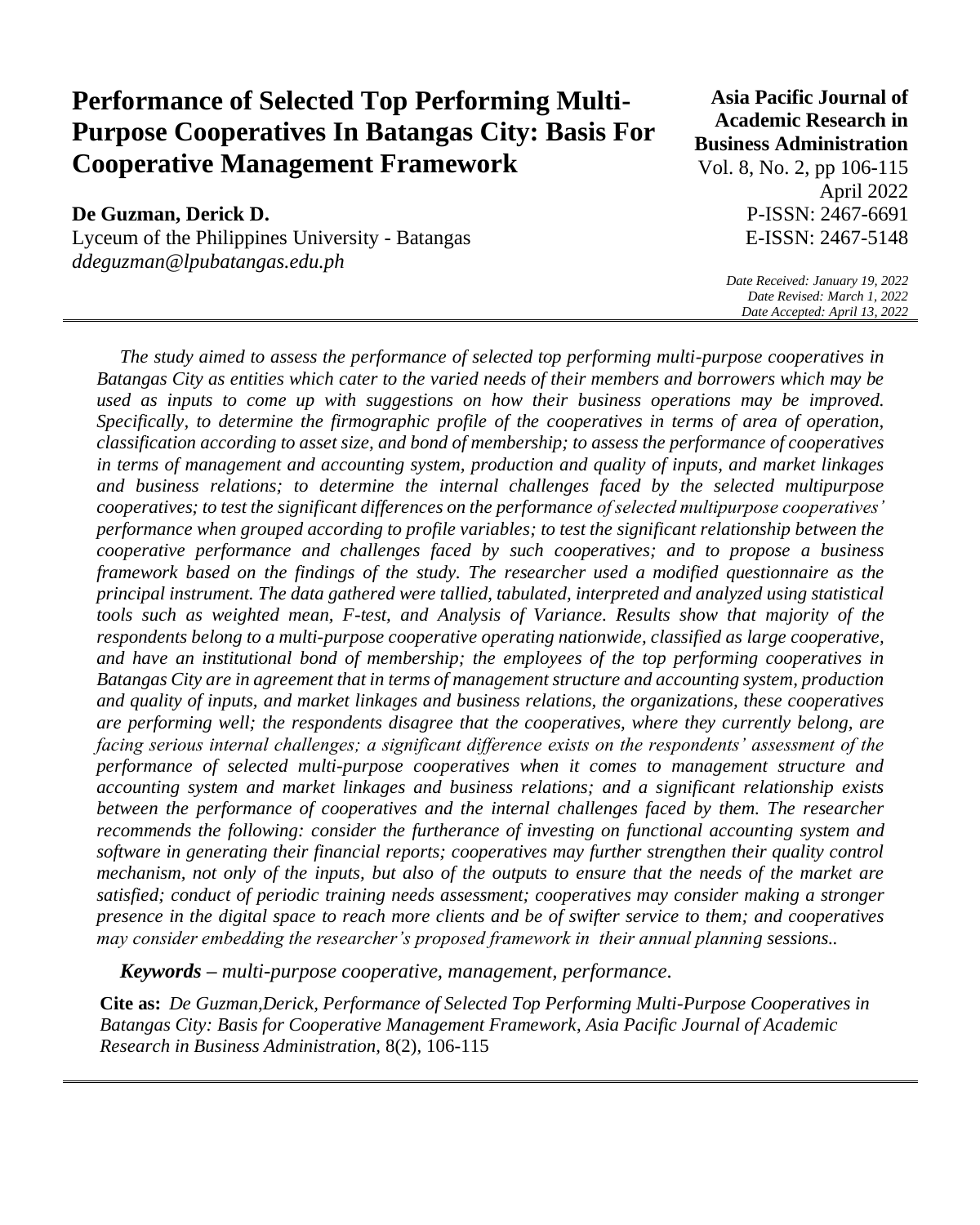# Performance of Selected Top Performing Multi-Purpose Cooperatives In Batangas City: Basis For Cooperative Management Framework

**De Guzman, Derick D.**
Lyceum of the Philippines University - Batangas
*ddeguzman@lpubatangas.edu.ph*

**Asia Pacific Journal of Academic Research in Business Administration**
Vol. 8, No. 2, pp 106-115
April 2022
P-ISSN: 2467-6691
E-ISSN: 2467-5148

*Date Received: January 19, 2022*
*Date Revised: March 1, 2022*
*Date Accepted: April 13, 2022*

---

*The study aimed to assess the performance of selected top performing multi-purpose cooperatives in Batangas City as entities which cater to the varied needs of their members and borrowers which may be used as inputs to come up with suggestions on how their business operations may be improved. Specifically, to determine the firmographic profile of the cooperatives in terms of area of operation, classification according to asset size, and bond of membership; to assess the performance of cooperatives in terms of management and accounting system, production and quality of inputs, and market linkages and business relations; to determine the internal challenges faced by the selected multipurpose cooperatives; to test the significant differences on the performance of selected multipurpose cooperatives' performance when grouped according to profile variables; to test the significant relationship between the cooperative performance and challenges faced by such cooperatives; and to propose a business framework based on the findings of the study. The researcher used a modified questionnaire as the principal instrument. The data gathered were tallied, tabulated, interpreted and analyzed using statistical tools such as weighted mean, F-test, and Analysis of Variance. Results show that majority of the respondents belong to a multi-purpose cooperative operating nationwide, classified as large cooperative, and have an institutional bond of membership; the employees of the top performing cooperatives in Batangas City are in agreement that in terms of management structure and accounting system, production and quality of inputs, and market linkages and business relations, the organizations, these cooperatives are performing well; the respondents disagree that the cooperatives, where they currently belong, are facing serious internal challenges; a significant difference exists on the respondents' assessment of the performance of selected multi-purpose cooperatives when it comes to management structure and accounting system and market linkages and business relations; and a significant relationship exists between the performance of cooperatives and the internal challenges faced by them. The researcher recommends the following: consider the furtherance of investing on functional accounting system and software in generating their financial reports; cooperatives may further strengthen their quality control mechanism, not only of the inputs, but also of the outputs to ensure that the needs of the market are satisfied; conduct of periodic training needs assessment; cooperatives may consider making a stronger presence in the digital space to reach more clients and be of swifter service to them; and cooperatives may consider embedding the researcher's proposed framework in their annual planning sessions..*

***Keywords** – multi-purpose cooperative, management, performance.*

**Cite as:** *De Guzman,Derick, Performance of Selected Top Performing Multi-Purpose Cooperatives in Batangas City: Basis for Cooperative Management Framework, Asia Pacific Journal of Academic Research in Business Administration,* 8(2), 106-115

---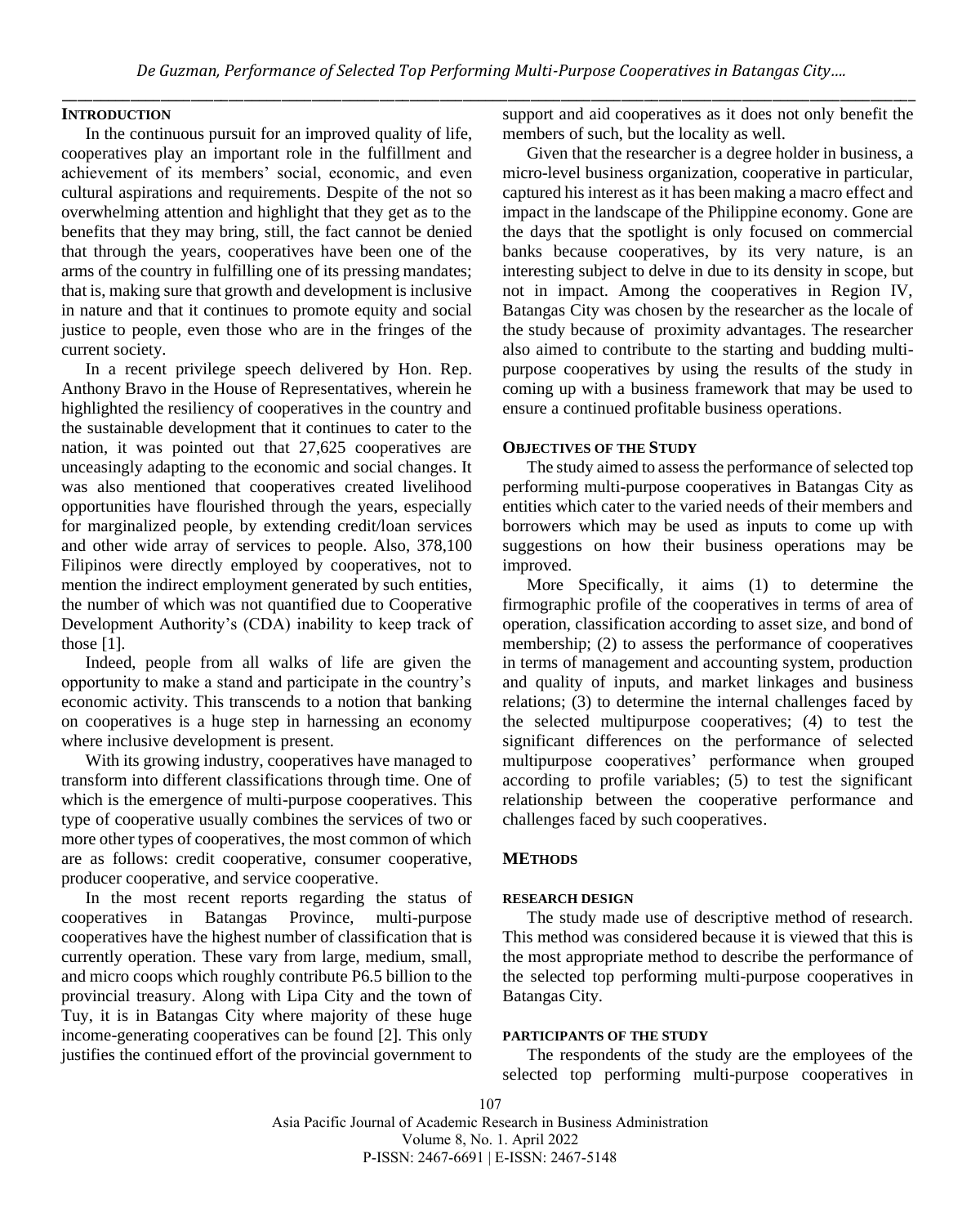## Introduction

In the continuous pursuit for an improved quality of life, cooperatives play an important role in the fulfillment and achievement of its members' social, economic, and even cultural aspirations and requirements. Despite of the not so overwhelming attention and highlight that they get as to the benefits that they may bring, still, the fact cannot be denied that through the years, cooperatives have been one of the arms of the country in fulfilling one of its pressing mandates; that is, making sure that growth and development is inclusive in nature and that it continues to promote equity and social justice to people, even those who are in the fringes of the current society.

In a recent privilege speech delivered by Hon. Rep. Anthony Bravo in the House of Representatives, wherein he highlighted the resiliency of cooperatives in the country and the sustainable development that it continues to cater to the nation, it was pointed out that 27,625 cooperatives are unceasingly adapting to the economic and social changes. It was also mentioned that cooperatives created livelihood opportunities have flourished through the years, especially for marginalized people, by extending credit/loan services and other wide array of services to people. Also, 378,100 Filipinos were directly employed by cooperatives, not to mention the indirect employment generated by such entities, the number of which was not quantified due to Cooperative Development Authority's (CDA) inability to keep track of those [1].

Indeed, people from all walks of life are given the opportunity to make a stand and participate in the country's economic activity. This transcends to a notion that banking on cooperatives is a huge step in harnessing an economy where inclusive development is present.

With its growing industry, cooperatives have managed to transform into different classifications through time. One of which is the emergence of multi-purpose cooperatives. This type of cooperative usually combines the services of two or more other types of cooperatives, the most common of which are as follows: credit cooperative, consumer cooperative, producer cooperative, and service cooperative.

In the most recent reports regarding the status of cooperatives in Batangas Province, multi-purpose cooperatives have the highest number of classification that is currently operation. These vary from large, medium, small, and micro coops which roughly contribute P6.5 billion to the provincial treasury. Along with Lipa City and the town of Tuy, it is in Batangas City where majority of these huge income-generating cooperatives can be found [2]. This only justifies the continued effort of the provincial government to support and aid cooperatives as it does not only benefit the members of such, but the locality as well.

Given that the researcher is a degree holder in business, a micro-level business organization, cooperative in particular, captured his interest as it has been making a macro effect and impact in the landscape of the Philippine economy. Gone are the days that the spotlight is only focused on commercial banks because cooperatives, by its very nature, is an interesting subject to delve in due to its density in scope, but not in impact. Among the cooperatives in Region IV, Batangas City was chosen by the researcher as the locale of the study because of proximity advantages. The researcher also aimed to contribute to the starting and budding multi-purpose cooperatives by using the results of the study in coming up with a business framework that may be used to ensure a continued profitable business operations.

## Objectives of the Study

The study aimed to assess the performance of selected top performing multi-purpose cooperatives in Batangas City as entities which cater to the varied needs of their members and borrowers which may be used as inputs to come up with suggestions on how their business operations may be improved.

More Specifically, it aims (1) to determine the firmographic profile of the cooperatives in terms of area of operation, classification according to asset size, and bond of membership; (2) to assess the performance of cooperatives in terms of management and accounting system, production and quality of inputs, and market linkages and business relations; (3) to determine the internal challenges faced by the selected multipurpose cooperatives; (4) to test the significant differences on the performance of selected multipurpose cooperatives' performance when grouped according to profile variables; (5) to test the significant relationship between the cooperative performance and challenges faced by such cooperatives.

## Methods

### Research Design

The study made use of descriptive method of research. This method was considered because it is viewed that this is the most appropriate method to describe the performance of the selected top performing multi-purpose cooperatives in Batangas City.

### Participants of the Study

The respondents of the study are the employees of the selected top performing multi-purpose cooperatives in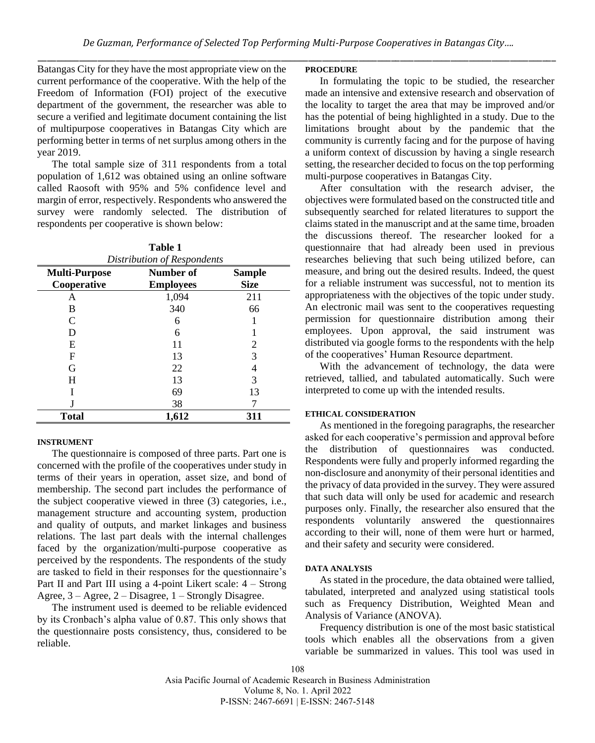Batangas City for they have the most appropriate view on the current performance of the cooperative. With the help of the Freedom of Information (FOI) project of the executive department of the government, the researcher was able to secure a verified and legitimate document containing the list of multipurpose cooperatives in Batangas City which are performing better in terms of net surplus among others in the year 2019.

The total sample size of 311 respondents from a total population of 1,612 was obtained using an online software called Raosoft with 95% and 5% confidence level and margin of error, respectively. Respondents who answered the survey were randomly selected. The distribution of respondents per cooperative is shown below:

**Table 1**
*Distribution of Respondents*

| Multi-Purpose Cooperative | Number of Employees | Sample Size |
|---|---|---|
| A | 1,094 | 211 |
| B | 340 | 66 |
| C | 6 | 1 |
| D | 6 | 1 |
| E | 11 | 2 |
| F | 13 | 3 |
| G | 22 | 4 |
| H | 13 | 3 |
| I | 69 | 13 |
| J | 38 | 7 |
| **Total** | **1,612** | **311** |

#### INSTRUMENT

The questionnaire is composed of three parts. Part one is concerned with the profile of the cooperatives under study in terms of their years in operation, asset size, and bond of membership. The second part includes the performance of the subject cooperative viewed in three (3) categories, i.e., management structure and accounting system, production and quality of outputs, and market linkages and business relations. The last part deals with the internal challenges faced by the organization/multi-purpose cooperative as perceived by the respondents. The respondents of the study are tasked to field in their responses for the questionnaire's Part II and Part III using a 4-point Likert scale: 4 – Strong Agree, 3 – Agree, 2 – Disagree, 1 – Strongly Disagree.

The instrument used is deemed to be reliable evidenced by its Cronbach's alpha value of 0.87. This only shows that the questionnaire posts consistency, thus, considered to be reliable.

#### PROCEDURE

In formulating the topic to be studied, the researcher made an intensive and extensive research and observation of the locality to target the area that may be improved and/or has the potential of being highlighted in a study. Due to the limitations brought about by the pandemic that the community is currently facing and for the purpose of having a uniform context of discussion by having a single research setting, the researcher decided to focus on the top performing multi-purpose cooperatives in Batangas City.

After consultation with the research adviser, the objectives were formulated based on the constructed title and subsequently searched for related literatures to support the claims stated in the manuscript and at the same time, broaden the discussions thereof. The researcher looked for a questionnaire that had already been used in previous researches believing that such being utilized before, can measure, and bring out the desired results. Indeed, the quest for a reliable instrument was successful, not to mention its appropriateness with the objectives of the topic under study. An electronic mail was sent to the cooperatives requesting permission for questionnaire distribution among their employees. Upon approval, the said instrument was distributed via google forms to the respondents with the help of the cooperatives' Human Resource department.

With the advancement of technology, the data were retrieved, tallied, and tabulated automatically. Such were interpreted to come up with the intended results.

#### ETHICAL CONSIDERATION

As mentioned in the foregoing paragraphs, the researcher asked for each cooperative's permission and approval before the distribution of questionnaires was conducted. Respondents were fully and properly informed regarding the non-disclosure and anonymity of their personal identities and the privacy of data provided in the survey. They were assured that such data will only be used for academic and research purposes only. Finally, the researcher also ensured that the respondents voluntarily answered the questionnaires according to their will, none of them were hurt or harmed, and their safety and security were considered.

#### DATA ANALYSIS

As stated in the procedure, the data obtained were tallied, tabulated, interpreted and analyzed using statistical tools such as Frequency Distribution, Weighted Mean and Analysis of Variance (ANOVA).

Frequency distribution is one of the most basic statistical tools which enables all the observations from a given variable be summarized in values. This tool was used in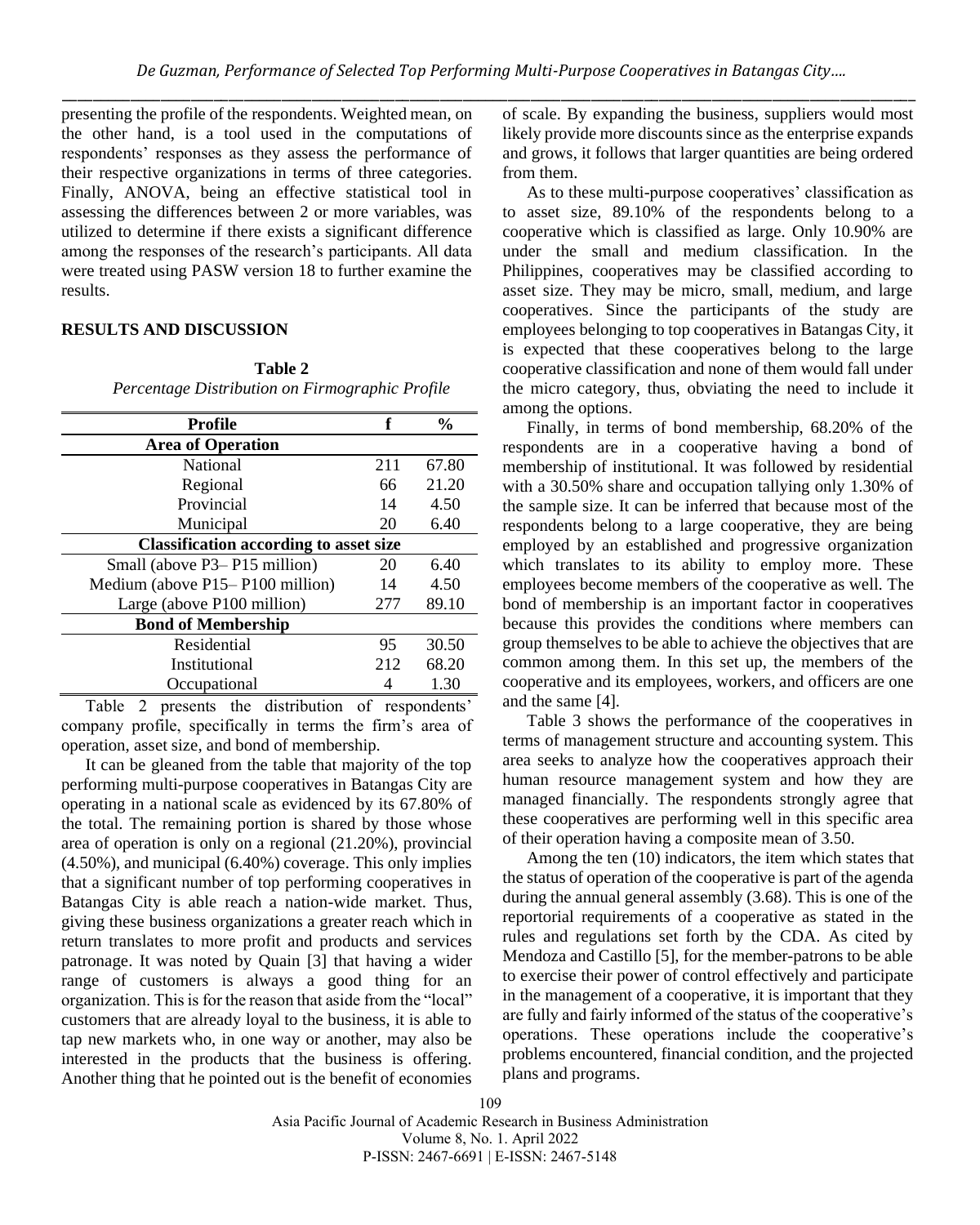presenting the profile of the respondents. Weighted mean, on the other hand, is a tool used in the computations of respondents' responses as they assess the performance of their respective organizations in terms of three categories. Finally, ANOVA, being an effective statistical tool in assessing the differences between 2 or more variables, was utilized to determine if there exists a significant difference among the responses of the research's participants. All data were treated using PASW version 18 to further examine the results.

## RESULTS AND DISCUSSION

**Table 2**
*Percentage Distribution on Firmographic Profile*

| Profile | f | % |
|---|---|---|
| **Area of Operation** | | |
| National | 211 | 67.80 |
| Regional | 66 | 21.20 |
| Provincial | 14 | 4.50 |
| Municipal | 20 | 6.40 |
| **Classification according to asset size** | | |
| Small (above P3– P15 million) | 20 | 6.40 |
| Medium (above P15– P100 million) | 14 | 4.50 |
| Large (above P100 million) | 277 | 89.10 |
| **Bond of Membership** | | |
| Residential | 95 | 30.50 |
| Institutional | 212 | 68.20 |
| Occupational | 4 | 1.30 |

Table 2 presents the distribution of respondents' company profile, specifically in terms the firm's area of operation, asset size, and bond of membership.

It can be gleaned from the table that majority of the top performing multi-purpose cooperatives in Batangas City are operating in a national scale as evidenced by its 67.80% of the total. The remaining portion is shared by those whose area of operation is only on a regional (21.20%), provincial (4.50%), and municipal (6.40%) coverage. This only implies that a significant number of top performing cooperatives in Batangas City is able reach a nation-wide market. Thus, giving these business organizations a greater reach which in return translates to more profit and products and services patronage. It was noted by Quain [3] that having a wider range of customers is always a good thing for an organization. This is for the reason that aside from the "local" customers that are already loyal to the business, it is able to tap new markets who, in one way or another, may also be interested in the products that the business is offering. Another thing that he pointed out is the benefit of economies of scale. By expanding the business, suppliers would most likely provide more discounts since as the enterprise expands and grows, it follows that larger quantities are being ordered from them.

As to these multi-purpose cooperatives' classification as to asset size, 89.10% of the respondents belong to a cooperative which is classified as large. Only 10.90% are under the small and medium classification. In the Philippines, cooperatives may be classified according to asset size. They may be micro, small, medium, and large cooperatives. Since the participants of the study are employees belonging to top cooperatives in Batangas City, it is expected that these cooperatives belong to the large cooperative classification and none of them would fall under the micro category, thus, obviating the need to include it among the options.

Finally, in terms of bond membership, 68.20% of the respondents are in a cooperative having a bond of membership of institutional. It was followed by residential with a 30.50% share and occupation tallying only 1.30% of the sample size. It can be inferred that because most of the respondents belong to a large cooperative, they are being employed by an established and progressive organization which translates to its ability to employ more. These employees become members of the cooperative as well. The bond of membership is an important factor in cooperatives because this provides the conditions where members can group themselves to be able to achieve the objectives that are common among them. In this set up, the members of the cooperative and its employees, workers, and officers are one and the same [4].

Table 3 shows the performance of the cooperatives in terms of management structure and accounting system. This area seeks to analyze how the cooperatives approach their human resource management system and how they are managed financially. The respondents strongly agree that these cooperatives are performing well in this specific area of their operation having a composite mean of 3.50.

Among the ten (10) indicators, the item which states that the status of operation of the cooperative is part of the agenda during the annual general assembly (3.68). This is one of the reportorial requirements of a cooperative as stated in the rules and regulations set forth by the CDA. As cited by Mendoza and Castillo [5], for the member-patrons to be able to exercise their power of control effectively and participate in the management of a cooperative, it is important that they are fully and fairly informed of the status of the cooperative's operations. These operations include the cooperative's problems encountered, financial condition, and the projected plans and programs.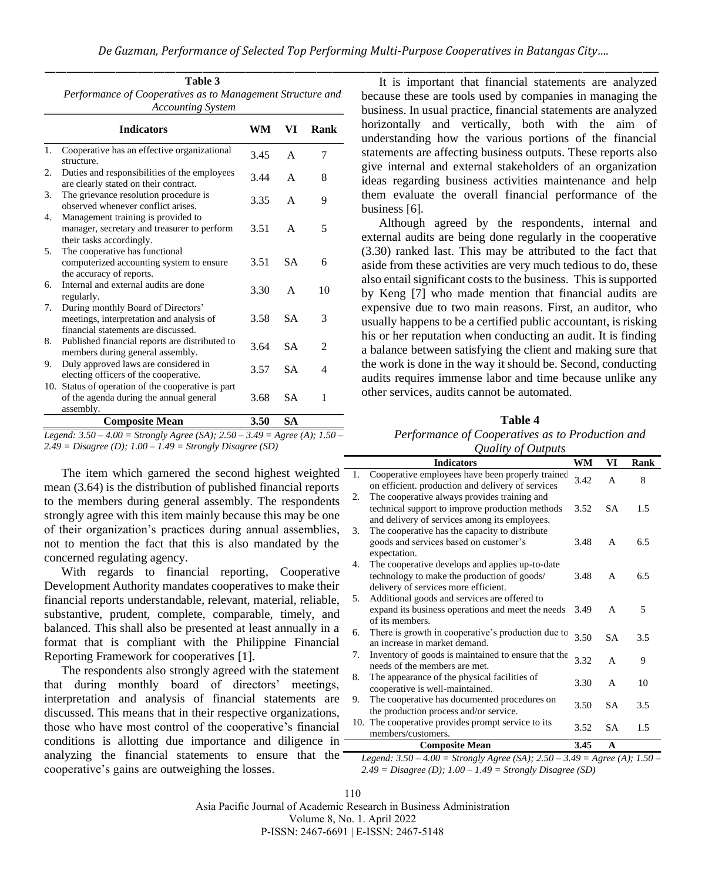**Table 3**

*Performance of Cooperatives as to Management Structure and Accounting System*

| | Indicators | WM | VI | Rank |
|---|---|---|---|---|
| 1. | Cooperative has an effective organizational structure. | 3.45 | A | 7 |
| 2. | Duties and responsibilities of the employees are clearly stated on their contract. | 3.44 | A | 8 |
| 3. | The grievance resolution procedure is observed whenever conflict arises. | 3.35 | A | 9 |
| 4. | Management training is provided to manager, secretary and treasurer to perform their tasks accordingly. | 3.51 | A | 5 |
| 5. | The cooperative has functional computerized accounting system to ensure the accuracy of reports. | 3.51 | SA | 6 |
| 6. | Internal and external audits are done regularly. | 3.30 | A | 10 |
| 7. | During monthly Board of Directors' meetings, interpretation and analysis of financial statements are discussed. | 3.58 | SA | 3 |
| 8. | Published financial reports are distributed to members during general assembly. | 3.64 | SA | 2 |
| 9. | Duly approved laws are considered in electing officers of the cooperative. | 3.57 | SA | 4 |
| 10. | Status of operation of the cooperative is part of the agenda during the annual general assembly. | 3.68 | SA | 1 |
| | **Composite Mean** | **3.50** | **SA** | |

*Legend: 3.50 – 4.00 = Strongly Agree (SA); 2.50 – 3.49 = Agree (A); 1.50 – 2.49 = Disagree (D); 1.00 – 1.49 = Strongly Disagree (SD)*

The item which garnered the second highest weighted mean (3.64) is the distribution of published financial reports to the members during general assembly. The respondents strongly agree with this item mainly because this may be one of their organization's practices during annual assemblies, not to mention the fact that this is also mandated by the concerned regulating agency.

With regards to financial reporting, Cooperative Development Authority mandates cooperatives to make their financial reports understandable, relevant, material, reliable, substantive, prudent, complete, comparable, timely, and balanced. This shall also be presented at least annually in a format that is compliant with the Philippine Financial Reporting Framework for cooperatives [1].

The respondents also strongly agreed with the statement that during monthly board of directors' meetings, interpretation and analysis of financial statements are discussed. This means that in their respective organizations, those who have most control of the cooperative's financial conditions is allotting due importance and diligence in analyzing the financial statements to ensure that the cooperative's gains are outweighing the losses.

It is important that financial statements are analyzed because these are tools used by companies in managing the business. In usual practice, financial statements are analyzed horizontally and vertically, both with the aim of understanding how the various portions of the financial statements are affecting business outputs. These reports also give internal and external stakeholders of an organization ideas regarding business activities maintenance and help them evaluate the overall financial performance of the business [6].

Although agreed by the respondents, internal and external audits are being done regularly in the cooperative (3.30) ranked last. This may be attributed to the fact that aside from these activities are very much tedious to do, these also entail significant costs to the business. This is supported by Keng [7] who made mention that financial audits are expensive due to two main reasons. First, an auditor, who usually happens to be a certified public accountant, is risking his or her reputation when conducting an audit. It is finding a balance between satisfying the client and making sure that the work is done in the way it should be. Second, conducting audits requires immense labor and time because unlike any other services, audits cannot be automated.

**Table 4**

*Performance of Cooperatives as to Production and Quality of Outputs*

| | Indicators | WM | VI | Rank |
|---|---|---|---|---|
| 1. | Cooperative employees have been properly trained on efficient. production and delivery of services | 3.42 | A | 8 |
| 2. | The cooperative always provides training and technical support to improve production methods and delivery of services among its employees. | 3.52 | SA | 1.5 |
| 3. | The cooperative has the capacity to distribute goods and services based on customer's expectation. | 3.48 | A | 6.5 |
| 4. | The cooperative develops and applies up-to-date technology to make the production of goods/ delivery of services more efficient. | 3.48 | A | 6.5 |
| 5. | Additional goods and services are offered to expand its business operations and meet the needs of its members. | 3.49 | A | 5 |
| 6. | There is growth in cooperative's production due to an increase in market demand. | 3.50 | SA | 3.5 |
| 7. | Inventory of goods is maintained to ensure that the needs of the members are met. | 3.32 | A | 9 |
| 8. | The appearance of the physical facilities of cooperative is well-maintained. | 3.30 | A | 10 |
| 9. | The cooperative has documented procedures on the production process and/or service. | 3.50 | SA | 3.5 |
| 10. | The cooperative provides prompt service to its members/customers. | 3.52 | SA | 1.5 |
| | **Composite Mean** | **3.45** | **A** | |

*Legend: 3.50 – 4.00 = Strongly Agree (SA); 2.50 – 3.49 = Agree (A); 1.50 – 2.49 = Disagree (D); 1.00 – 1.49 = Strongly Disagree (SD)*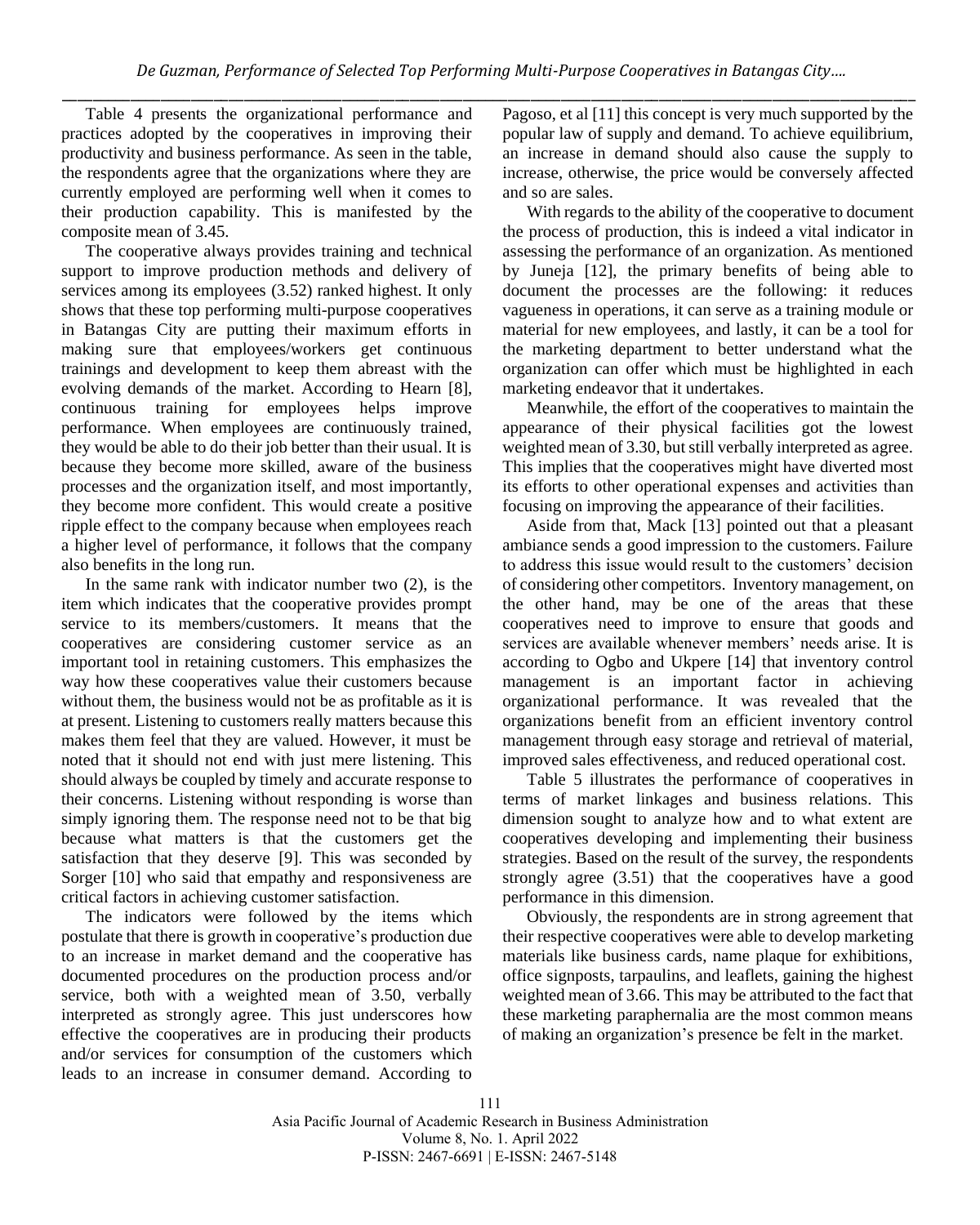Table 4 presents the organizational performance and practices adopted by the cooperatives in improving their productivity and business performance. As seen in the table, the respondents agree that the organizations where they are currently employed are performing well when it comes to their production capability. This is manifested by the composite mean of 3.45.

The cooperative always provides training and technical support to improve production methods and delivery of services among its employees (3.52) ranked highest. It only shows that these top performing multi-purpose cooperatives in Batangas City are putting their maximum efforts in making sure that employees/workers get continuous trainings and development to keep them abreast with the evolving demands of the market. According to Hearn [8], continuous training for employees helps improve performance. When employees are continuously trained, they would be able to do their job better than their usual. It is because they become more skilled, aware of the business processes and the organization itself, and most importantly, they become more confident. This would create a positive ripple effect to the company because when employees reach a higher level of performance, it follows that the company also benefits in the long run.

In the same rank with indicator number two (2), is the item which indicates that the cooperative provides prompt service to its members/customers. It means that the cooperatives are considering customer service as an important tool in retaining customers. This emphasizes the way how these cooperatives value their customers because without them, the business would not be as profitable as it is at present. Listening to customers really matters because this makes them feel that they are valued. However, it must be noted that it should not end with just mere listening. This should always be coupled by timely and accurate response to their concerns. Listening without responding is worse than simply ignoring them. The response need not to be that big because what matters is that the customers get the satisfaction that they deserve [9]. This was seconded by Sorger [10] who said that empathy and responsiveness are critical factors in achieving customer satisfaction.

The indicators were followed by the items which postulate that there is growth in cooperative's production due to an increase in market demand and the cooperative has documented procedures on the production process and/or service, both with a weighted mean of 3.50, verbally interpreted as strongly agree. This just underscores how effective the cooperatives are in producing their products and/or services for consumption of the customers which leads to an increase in consumer demand. According to Pagoso, et al [11] this concept is very much supported by the popular law of supply and demand. To achieve equilibrium, an increase in demand should also cause the supply to increase, otherwise, the price would be conversely affected and so are sales.

With regards to the ability of the cooperative to document the process of production, this is indeed a vital indicator in assessing the performance of an organization. As mentioned by Juneja [12], the primary benefits of being able to document the processes are the following: it reduces vagueness in operations, it can serve as a training module or material for new employees, and lastly, it can be a tool for the marketing department to better understand what the organization can offer which must be highlighted in each marketing endeavor that it undertakes.

Meanwhile, the effort of the cooperatives to maintain the appearance of their physical facilities got the lowest weighted mean of 3.30, but still verbally interpreted as agree. This implies that the cooperatives might have diverted most its efforts to other operational expenses and activities than focusing on improving the appearance of their facilities.

Aside from that, Mack [13] pointed out that a pleasant ambiance sends a good impression to the customers. Failure to address this issue would result to the customers' decision of considering other competitors. Inventory management, on the other hand, may be one of the areas that these cooperatives need to improve to ensure that goods and services are available whenever members' needs arise. It is according to Ogbo and Ukpere [14] that inventory control management is an important factor in achieving organizational performance. It was revealed that the organizations benefit from an efficient inventory control management through easy storage and retrieval of material, improved sales effectiveness, and reduced operational cost.

Table 5 illustrates the performance of cooperatives in terms of market linkages and business relations. This dimension sought to analyze how and to what extent are cooperatives developing and implementing their business strategies. Based on the result of the survey, the respondents strongly agree (3.51) that the cooperatives have a good performance in this dimension.

Obviously, the respondents are in strong agreement that their respective cooperatives were able to develop marketing materials like business cards, name plaque for exhibitions, office signposts, tarpaulins, and leaflets, gaining the highest weighted mean of 3.66. This may be attributed to the fact that these marketing paraphernalia are the most common means of making an organization's presence be felt in the market.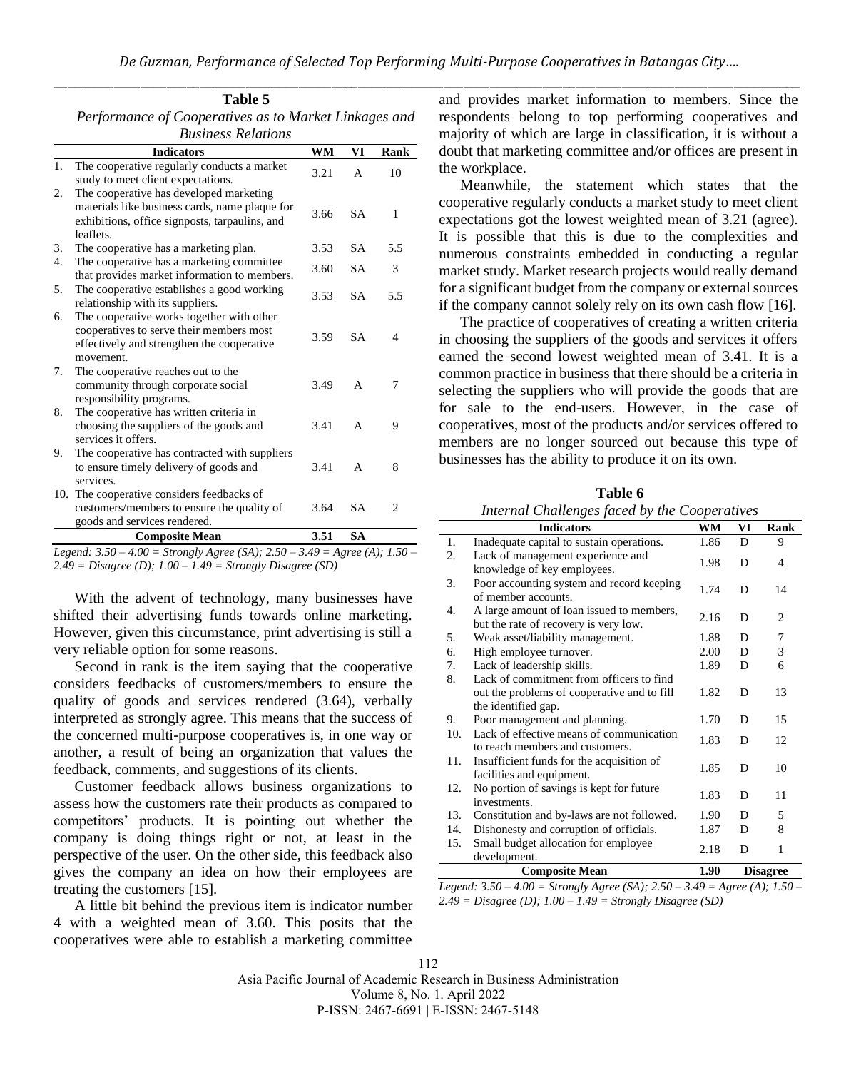**Table 5**
*Performance of Cooperatives as to Market Linkages and Business Relations*

| | Indicators | WM | VI | Rank |
|---|---|---|---|---|
| 1. | The cooperative regularly conducts a market study to meet client expectations. | 3.21 | A | 10 |
| 2. | The cooperative has developed marketing materials like business cards, name plaque for exhibitions, office signposts, tarpaulins, and leaflets. | 3.66 | SA | 1 |
| 3. | The cooperative has a marketing plan. | 3.53 | SA | 5.5 |
| 4. | The cooperative has a marketing committee that provides market information to members. | 3.60 | SA | 3 |
| 5. | The cooperative establishes a good working relationship with its suppliers. | 3.53 | SA | 5.5 |
| 6. | The cooperative works together with other cooperatives to serve their members most effectively and strengthen the cooperative movement. | 3.59 | SA | 4 |
| 7. | The cooperative reaches out to the community through corporate social responsibility programs. | 3.49 | A | 7 |
| 8. | The cooperative has written criteria in choosing the suppliers of the goods and services it offers. | 3.41 | A | 9 |
| 9. | The cooperative has contracted with suppliers to ensure timely delivery of goods and services. | 3.41 | A | 8 |
| 10. | The cooperative considers feedbacks of customers/members to ensure the quality of goods and services rendered. | 3.64 | SA | 2 |
| | **Composite Mean** | **3.51** | **SA** | |

*Legend: 3.50 – 4.00 = Strongly Agree (SA); 2.50 – 3.49 = Agree (A); 1.50 – 2.49 = Disagree (D); 1.00 – 1.49 = Strongly Disagree (SD)*

With the advent of technology, many businesses have shifted their advertising funds towards online marketing. However, given this circumstance, print advertising is still a very reliable option for some reasons.

Second in rank is the item saying that the cooperative considers feedbacks of customers/members to ensure the quality of goods and services rendered (3.64), verbally interpreted as strongly agree. This means that the success of the concerned multi-purpose cooperatives is, in one way or another, a result of being an organization that values the feedback, comments, and suggestions of its clients.

Customer feedback allows business organizations to assess how the customers rate their products as compared to competitors' products. It is pointing out whether the company is doing things right or not, at least in the perspective of the user. On the other side, this feedback also gives the company an idea on how their employees are treating the customers [15].

A little bit behind the previous item is indicator number 4 with a weighted mean of 3.60. This posits that the cooperatives were able to establish a marketing committee and provides market information to members. Since the respondents belong to top performing cooperatives and majority of which are large in classification, it is without a doubt that marketing committee and/or offices are present in the workplace.

Meanwhile, the statement which states that the cooperative regularly conducts a market study to meet client expectations got the lowest weighted mean of 3.21 (agree). It is possible that this is due to the complexities and numerous constraints embedded in conducting a regular market study. Market research projects would really demand for a significant budget from the company or external sources if the company cannot solely rely on its own cash flow [16].

The practice of cooperatives of creating a written criteria in choosing the suppliers of the goods and services it offers earned the second lowest weighted mean of 3.41. It is a common practice in business that there should be a criteria in selecting the suppliers who will provide the goods that are for sale to the end-users. However, in the case of cooperatives, most of the products and/or services offered to members are no longer sourced out because this type of businesses has the ability to produce it on its own.

**Table 6**
*Internal Challenges faced by the Cooperatives*

| | Indicators | WM | VI | Rank |
|---|---|---|---|---|
| 1. | Inadequate capital to sustain operations. | 1.86 | D | 9 |
| 2. | Lack of management experience and knowledge of key employees. | 1.98 | D | 4 |
| 3. | Poor accounting system and record keeping of member accounts. | 1.74 | D | 14 |
| 4. | A large amount of loan issued to members, but the rate of recovery is very low. | 2.16 | D | 2 |
| 5. | Weak asset/liability management. | 1.88 | D | 7 |
| 6. | High employee turnover. | 2.00 | D | 3 |
| 7. | Lack of leadership skills. | 1.89 | D | 6 |
| 8. | Lack of commitment from officers to find out the problems of cooperative and to fill the identified gap. | 1.82 | D | 13 |
| 9. | Poor management and planning. | 1.70 | D | 15 |
| 10. | Lack of effective means of communication to reach members and customers. | 1.83 | D | 12 |
| 11. | Insufficient funds for the acquisition of facilities and equipment. | 1.85 | D | 10 |
| 12. | No portion of savings is kept for future investments. | 1.83 | D | 11 |
| 13. | Constitution and by-laws are not followed. | 1.90 | D | 5 |
| 14. | Dishonesty and corruption of officials. | 1.87 | D | 8 |
| 15. | Small budget allocation for employee development. | 2.18 | D | 1 |
| | **Composite Mean** | **1.90** | **Disagree** | |

*Legend: 3.50 – 4.00 = Strongly Agree (SA); 2.50 – 3.49 = Agree (A); 1.50 – 2.49 = Disagree (D); 1.00 – 1.49 = Strongly Disagree (SD)*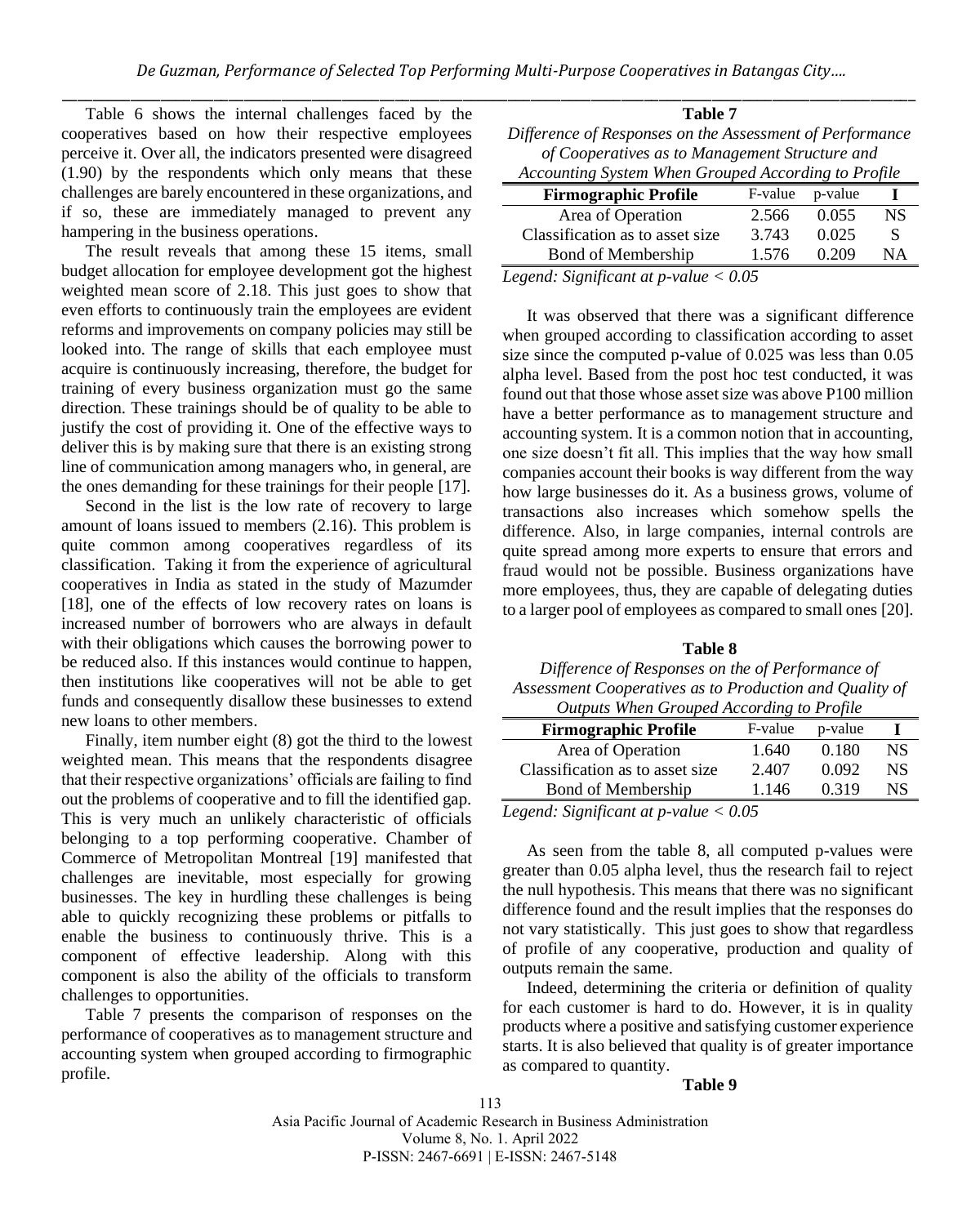Table 6 shows the internal challenges faced by the cooperatives based on how their respective employees perceive it. Over all, the indicators presented were disagreed (1.90) by the respondents which only means that these challenges are barely encountered in these organizations, and if so, these are immediately managed to prevent any hampering in the business operations.

The result reveals that among these 15 items, small budget allocation for employee development got the highest weighted mean score of 2.18. This just goes to show that even efforts to continuously train the employees are evident reforms and improvements on company policies may still be looked into. The range of skills that each employee must acquire is continuously increasing, therefore, the budget for training of every business organization must go the same direction. These trainings should be of quality to be able to justify the cost of providing it. One of the effective ways to deliver this is by making sure that there is an existing strong line of communication among managers who, in general, are the ones demanding for these trainings for their people [17].

Second in the list is the low rate of recovery to large amount of loans issued to members (2.16). This problem is quite common among cooperatives regardless of its classification. Taking it from the experience of agricultural cooperatives in India as stated in the study of Mazumder [18], one of the effects of low recovery rates on loans is increased number of borrowers who are always in default with their obligations which causes the borrowing power to be reduced also. If this instances would continue to happen, then institutions like cooperatives will not be able to get funds and consequently disallow these businesses to extend new loans to other members.

Finally, item number eight (8) got the third to the lowest weighted mean. This means that the respondents disagree that their respective organizations' officials are failing to find out the problems of cooperative and to fill the identified gap. This is very much an unlikely characteristic of officials belonging to a top performing cooperative. Chamber of Commerce of Metropolitan Montreal [19] manifested that challenges are inevitable, most especially for growing businesses. The key in hurdling these challenges is being able to quickly recognizing these problems or pitfalls to enable the business to continuously thrive. This is a component of effective leadership. Along with this component is also the ability of the officials to transform challenges to opportunities.

Table 7 presents the comparison of responses on the performance of cooperatives as to management structure and accounting system when grouped according to firmographic profile.

**Table 7**

*Difference of Responses on the Assessment of Performance of Cooperatives as to Management Structure and Accounting System When Grouped According to Profile*

| Firmographic Profile | F-value | p-value | I |
|---|---|---|---|
| Area of Operation | 2.566 | 0.055 | NS |
| Classification as to asset size | 3.743 | 0.025 | S |
| Bond of Membership | 1.576 | 0.209 | NA |

*Legend: Significant at p-value < 0.05*

It was observed that there was a significant difference when grouped according to classification according to asset size since the computed p-value of 0.025 was less than 0.05 alpha level. Based from the post hoc test conducted, it was found out that those whose asset size was above P100 million have a better performance as to management structure and accounting system. It is a common notion that in accounting, one size doesn't fit all. This implies that the way how small companies account their books is way different from the way how large businesses do it. As a business grows, volume of transactions also increases which somehow spells the difference. Also, in large companies, internal controls are quite spread among more experts to ensure that errors and fraud would not be possible. Business organizations have more employees, thus, they are capable of delegating duties to a larger pool of employees as compared to small ones [20].

**Table 8**

*Difference of Responses on the of Performance of Assessment Cooperatives as to Production and Quality of Outputs When Grouped According to Profile*

| Firmographic Profile | F-value | p-value | I |
|---|---|---|---|
| Area of Operation | 1.640 | 0.180 | NS |
| Classification as to asset size | 2.407 | 0.092 | NS |
| Bond of Membership | 1.146 | 0.319 | NS |

*Legend: Significant at p-value < 0.05*

As seen from the table 8, all computed p-values were greater than 0.05 alpha level, thus the research fail to reject the null hypothesis. This means that there was no significant difference found and the result implies that the responses do not vary statistically. This just goes to show that regardless of profile of any cooperative, production and quality of outputs remain the same.

Indeed, determining the criteria or definition of quality for each customer is hard to do. However, it is in quality products where a positive and satisfying customer experience starts. It is also believed that quality is of greater importance as compared to quantity.

**Table 9**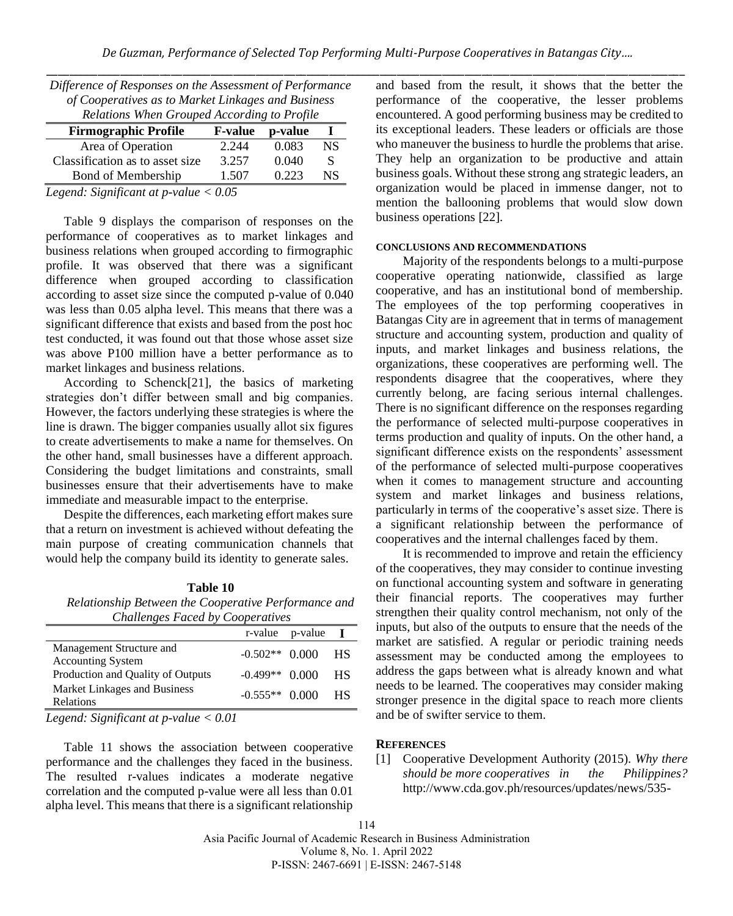*Difference of Responses on the Assessment of Performance of Cooperatives as to Market Linkages and Business Relations When Grouped According to Profile*

| Firmographic Profile | F-value | p-value | I |
|---|---|---|---|
| Area of Operation | 2.244 | 0.083 | NS |
| Classification as to asset size | 3.257 | 0.040 | S |
| Bond of Membership | 1.507 | 0.223 | NS |

*Legend: Significant at p-value < 0.05*

Table 9 displays the comparison of responses on the performance of cooperatives as to market linkages and business relations when grouped according to firmographic profile. It was observed that there was a significant difference when grouped according to classification according to asset size since the computed p-value of 0.040 was less than 0.05 alpha level. This means that there was a significant difference that exists and based from the post hoc test conducted, it was found out that those whose asset size was above P100 million have a better performance as to market linkages and business relations.

According to Schenck[21], the basics of marketing strategies don't differ between small and big companies. However, the factors underlying these strategies is where the line is drawn. The bigger companies usually allot six figures to create advertisements to make a name for themselves. On the other hand, small businesses have a different approach. Considering the budget limitations and constraints, small businesses ensure that their advertisements have to make immediate and measurable impact to the enterprise.

Despite the differences, each marketing effort makes sure that a return on investment is achieved without defeating the main purpose of creating communication channels that would help the company build its identity to generate sales.

**Table 10**

*Relationship Between the Cooperative Performance and Challenges Faced by Cooperatives*

| | r-value | p-value | I |
|---|---|---|---|
| Management Structure and Accounting System | -0.502** | 0.000 | HS |
| Production and Quality of Outputs | -0.499** | 0.000 | HS |
| Market Linkages and Business Relations | -0.555** | 0.000 | HS |

*Legend: Significant at p-value < 0.01*

Table 11 shows the association between cooperative performance and the challenges they faced in the business. The resulted r-values indicates a moderate negative correlation and the computed p-value were all less than 0.01 alpha level. This means that there is a significant relationship and based from the result, it shows that the better the performance of the cooperative, the lesser problems encountered. A good performing business may be credited to its exceptional leaders. These leaders or officials are those who maneuver the business to hurdle the problems that arise. They help an organization to be productive and attain business goals. Without these strong ang strategic leaders, an organization would be placed in immense danger, not to mention the ballooning problems that would slow down business operations [22].

#### CONCLUSIONS AND RECOMMENDATIONS

Majority of the respondents belongs to a multi-purpose cooperative operating nationwide, classified as large cooperative, and has an institutional bond of membership. The employees of the top performing cooperatives in Batangas City are in agreement that in terms of management structure and accounting system, production and quality of inputs, and market linkages and business relations, the organizations, these cooperatives are performing well. The respondents disagree that the cooperatives, where they currently belong, are facing serious internal challenges. There is no significant difference on the responses regarding the performance of selected multi-purpose cooperatives in terms production and quality of inputs. On the other hand, a significant difference exists on the respondents' assessment of the performance of selected multi-purpose cooperatives when it comes to management structure and accounting system and market linkages and business relations, particularly in terms of the cooperative's asset size. There is a significant relationship between the performance of cooperatives and the internal challenges faced by them.

It is recommended to improve and retain the efficiency of the cooperatives, they may consider to continue investing on functional accounting system and software in generating their financial reports. The cooperatives may further strengthen their quality control mechanism, not only of the inputs, but also of the outputs to ensure that the needs of the market are satisfied. A regular or periodic training needs assessment may be conducted among the employees to address the gaps between what is already known and what needs to be learned. The cooperatives may consider making stronger presence in the digital space to reach more clients and be of swifter service to them.

#### REFERENCES

[1] Cooperative Development Authority (2015). *Why there should be more cooperatives in the Philippines?* http://www.cda.gov.ph/resources/updates/news/535-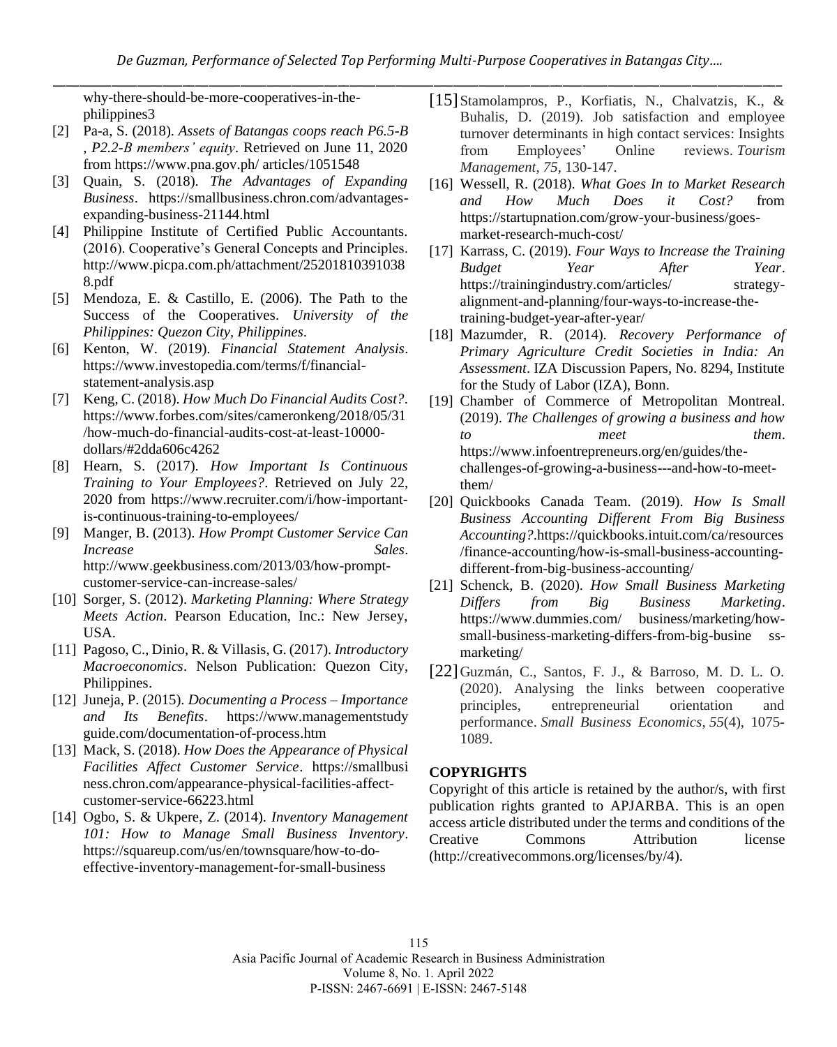why-there-should-be-more-cooperatives-in-the-philippines3

[2] Pa-a, S. (2018). *Assets of Batangas coops reach P6.5-B , P2.2-B members' equity*. Retrieved on June 11, 2020 from https://www.pna.gov.ph/ articles/1051548

[3] Quain, S. (2018). *The Advantages of Expanding Business*. https://smallbusiness.chron.com/advantages-expanding-business-21144.html

[4] Philippine Institute of Certified Public Accountants. (2016). Cooperative's General Concepts and Principles. http://www.picpa.com.ph/attachment/252018103910388.pdf

[5] Mendoza, E. & Castillo, E. (2006). The Path to the Success of the Cooperatives. *University of the Philippines: Quezon City, Philippines.*

[6] Kenton, W. (2019). *Financial Statement Analysis*. https://www.investopedia.com/terms/f/financial-statement-analysis.asp

[7] Keng, C. (2018). *How Much Do Financial Audits Cost?*. https://www.forbes.com/sites/cameronkeng/2018/05/31/how-much-do-financial-audits-cost-at-least-10000-dollars/#2dda606c4262

[8] Hearn, S. (2017). *How Important Is Continuous Training to Your Employees?*. Retrieved on July 22, 2020 from https://www.recruiter.com/i/how-important-is-continuous-training-to-employees/

[9] Manger, B. (2013). *How Prompt Customer Service Can Increase Sales*. http://www.geekbusiness.com/2013/03/how-prompt-customer-service-can-increase-sales/

[10] Sorger, S. (2012). *Marketing Planning: Where Strategy Meets Action*. Pearson Education, Inc.: New Jersey, USA.

[11] Pagoso, C., Dinio, R. & Villasis, G. (2017). *Introductory Macroeconomics*. Nelson Publication: Quezon City, Philippines.

[12] Juneja, P. (2015). *Documenting a Process – Importance and Its Benefits*. https://www.managementstudyguide.com/documentation-of-process.htm

[13] Mack, S. (2018). *How Does the Appearance of Physical Facilities Affect Customer Service*. https://smallbusiness.chron.com/appearance-physical-facilities-affect-customer-service-66223.html

[14] Ogbo, S. & Ukpere, Z. (2014). *Inventory Management 101: How to Manage Small Business Inventory*. https://squareup.com/us/en/townsquare/how-to-do-effective-inventory-management-for-small-business

[15] Stamolampros, P., Korfiatis, N., Chalvatzis, K., & Buhalis, D. (2019). Job satisfaction and employee turnover determinants in high contact services: Insights from Employees' Online reviews. *Tourism Management*, *75*, 130-147.

[16] Wessell, R. (2018). *What Goes In to Market Research and How Much Does it Cost?* from https://startupnation.com/grow-your-business/goes-market-research-much-cost/

[17] Karrass, C. (2019). *Four Ways to Increase the Training Budget Year After Year*. https://trainingindustry.com/articles/ strategy-alignment-and-planning/four-ways-to-increase-the-training-budget-year-after-year/

[18] Mazumder, R. (2014). *Recovery Performance of Primary Agriculture Credit Societies in India: An Assessment*. IZA Discussion Papers, No. 8294, Institute for the Study of Labor (IZA), Bonn.

[19] Chamber of Commerce of Metropolitan Montreal. (2019). *The Challenges of growing a business and how to meet them*. https://www.infoentrepreneurs.org/en/guides/the-challenges-of-growing-a-business---and-how-to-meet-them/

[20] Quickbooks Canada Team. (2019). *How Is Small Business Accounting Different From Big Business Accounting?*.https://quickbooks.intuit.com/ca/resources/finance-accounting/how-is-small-business-accounting-different-from-big-business-accounting/

[21] Schenck, B. (2020). *How Small Business Marketing Differs from Big Business Marketing*. https://www.dummies.com/ business/marketing/how-small-business-marketing-differs-from-big-busine ss-marketing/

[22] Guzmán, C., Santos, F. J., & Barroso, M. D. L. O. (2020). Analysing the links between cooperative principles, entrepreneurial orientation and performance. *Small Business Economics*, *55*(4), 1075-1089.

## COPYRIGHTS

Copyright of this article is retained by the author/s, with first publication rights granted to APJARBA. This is an open access article distributed under the terms and conditions of the Creative Commons Attribution license (http://creativecommons.org/licenses/by/4).